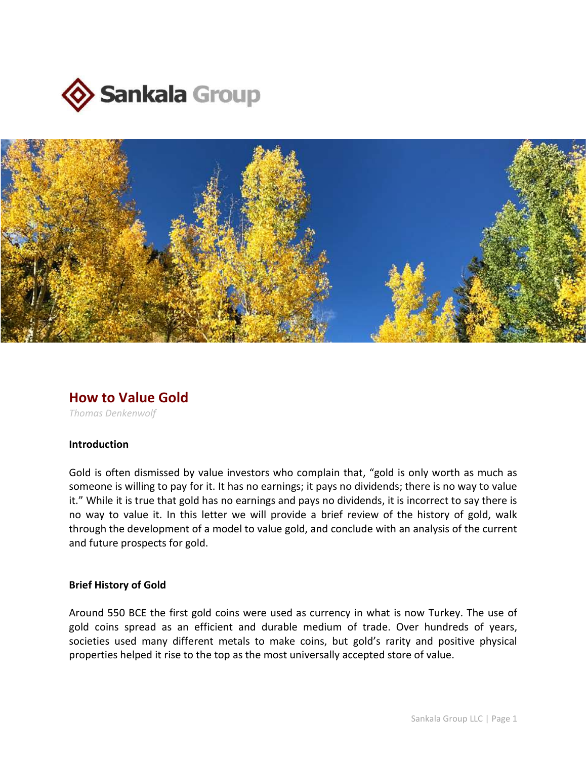Sankala Group

# How to Value Gold

*Thomas Denkenwolf*

**Introduction**

Gold is often dismissed by value investors who complain that, "gold is only worth as much as someone is willing to pay for it. It has no earnings; it pays no dividends; there is no way to value it." While it is true that gold has no earnings and pays no dividends, it is incorrect to say there is no way to value it. In this letter we will provide a brief review of the history of gold, walk through the development of a model to value gold, and conclude with an analysis of the current and future prospects for gold.

**Brief History of Gold**

Around 550 BCE the first gold coins were used as currency in what is now Turkey. The use of gold coins spread as an efficient and durable medium of trade. Over hundreds of years, societies used many different metals to make coins, but gold's rarity and positive physical properties helped it rise to the top as the most universally accepted store of value.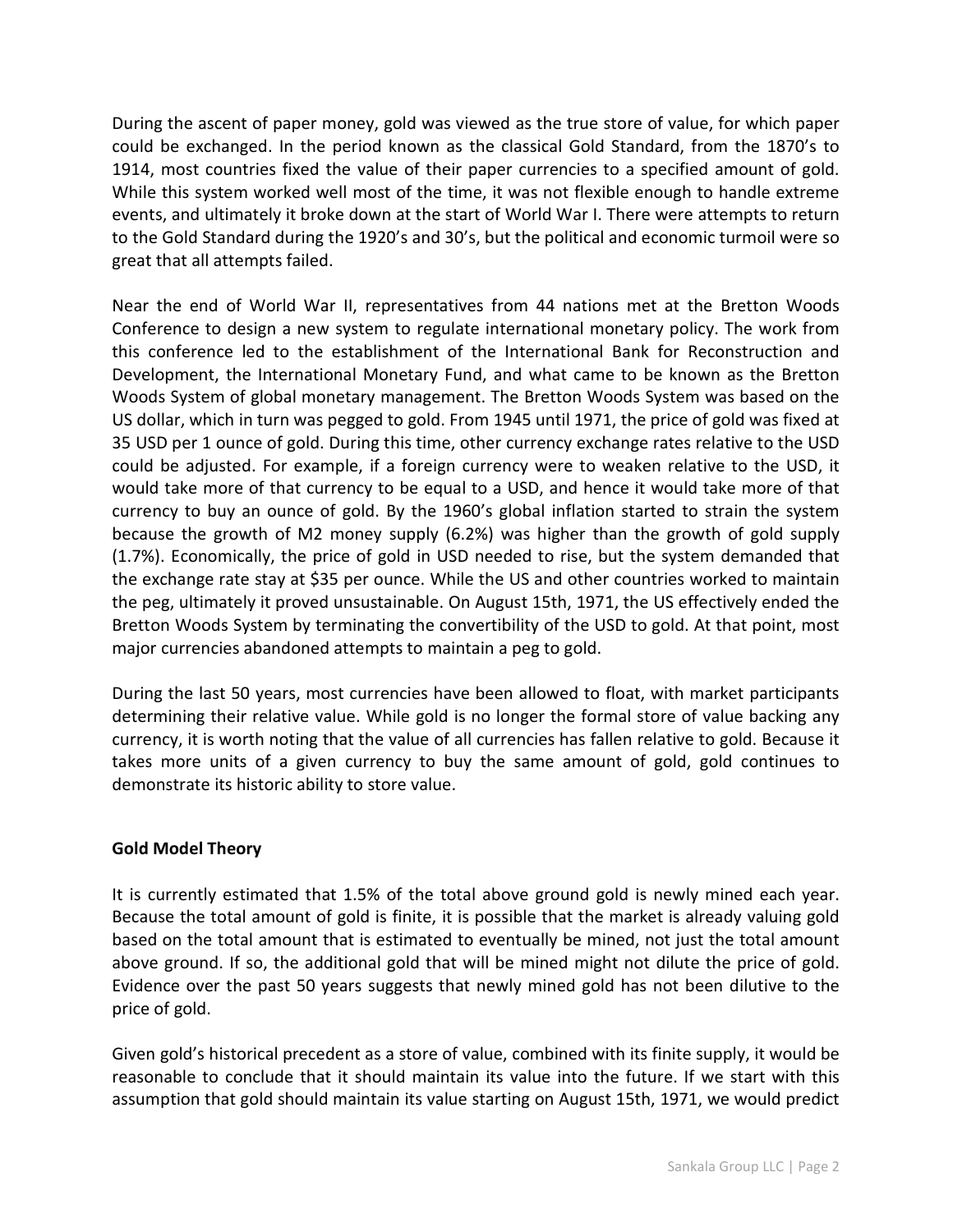During the ascent of paper money, gold was viewed as the true store of value, for which paper could be exchanged. In the period known as the classical Gold Standard, from the 1870's to 1914, most countries fixed the value of their paper currencies to a specified amount of gold. While this system worked well most of the time, it was not flexible enough to handle extreme events, and ultimately it broke down at the start of World War I. There were attempts to return to the Gold Standard during the 1920's and 30's, but the political and economic turmoil were so great that all attempts failed.

Near the end of World War II, representatives from 44 nations met at the Bretton Woods Conference to design a new system to regulate international monetary policy. The work from this conference led to the establishment of the International Bank for Reconstruction and Development, the International Monetary Fund, and what came to be known as the Bretton Woods System of global monetary management. The Bretton Woods System was based on the US dollar, which in turn was pegged to gold. From 1945 until 1971, the price of gold was fixed at 35 USD per 1 ounce of gold. During this time, other currency exchange rates relative to the USD could be adjusted. For example, if a foreign currency were to weaken relative to the USD, it would take more of that currency to be equal to a USD, and hence it would take more of that currency to buy an ounce of gold. By the 1960's global inflation started to strain the system because the growth of M2 money supply (6.2%) was higher than the growth of gold supply (1.7%). Economically, the price of gold in USD needed to rise, but the system demanded that the exchange rate stay at $35 per ounce. While the US and other countries worked to maintain the peg, ultimately it proved unsustainable. On August 15th, 1971, the US effectively ended the Bretton Woods System by terminating the convertibility of the USD to gold. At that point, most major currencies abandoned attempts to maintain a peg to gold.

During the last 50 years, most currencies have been allowed to float, with market participants determining their relative value. While gold is no longer the formal store of value backing any currency, it is worth noting that the value of all currencies has fallen relative to gold. Because it takes more units of a given currency to buy the same amount of gold, gold continues to demonstrate its historic ability to store value.

**Gold Model Theory**

It is currently estimated that 1.5% of the total above ground gold is newly mined each year. Because the total amount of gold is finite, it is possible that the market is already valuing gold based on the total amount that is estimated to eventually be mined, not just the total amount above ground. If so, the additional gold that will be mined might not dilute the price of gold. Evidence over the past 50 years suggests that newly mined gold has not been dilutive to the price of gold.

Given gold's historical precedent as a store of value, combined with its finite supply, it would be reasonable to conclude that it should maintain its value into the future. If we start with this assumption that gold should maintain its value starting on August 15th, 1971, we would predict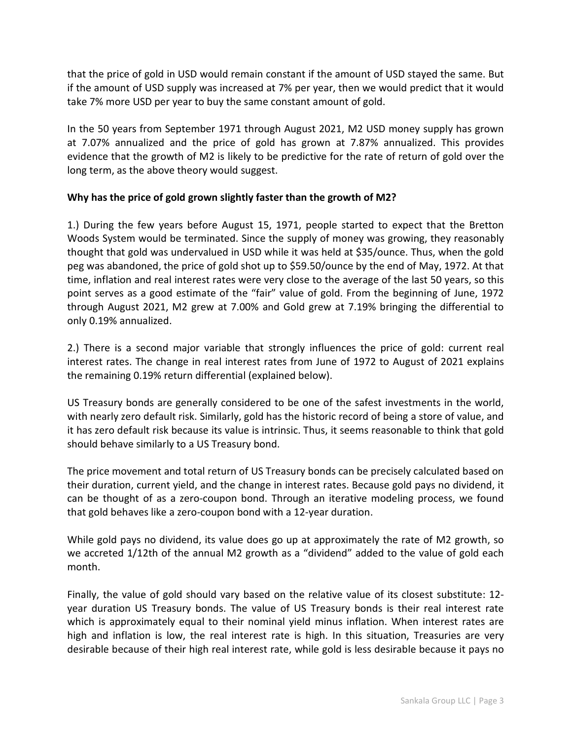that the price of gold in USD would remain constant if the amount of USD stayed the same. But if the amount of USD supply was increased at 7% per year, then we would predict that it would take 7% more USD per year to buy the same constant amount of gold.

In the 50 years from September 1971 through August 2021, M2 USD money supply has grown at 7.07% annualized and the price of gold has grown at 7.87% annualized. This provides evidence that the growth of M2 is likely to be predictive for the rate of return of gold over the long term, as the above theory would suggest.

**Why has the price of gold grown slightly faster than the growth of M2?**

1.) During the few years before August 15, 1971, people started to expect that the Bretton Woods System would be terminated. Since the supply of money was growing, they reasonably thought that gold was undervalued in USD while it was held at $35/ounce. Thus, when the gold peg was abandoned, the price of gold shot up to $59.50/ounce by the end of May, 1972. At that time, inflation and real interest rates were very close to the average of the last 50 years, so this point serves as a good estimate of the "fair" value of gold. From the beginning of June, 1972 through August 2021, M2 grew at 7.00% and Gold grew at 7.19% bringing the differential to only 0.19% annualized.

2.) There is a second major variable that strongly influences the price of gold: current real interest rates. The change in real interest rates from June of 1972 to August of 2021 explains the remaining 0.19% return differential (explained below).

US Treasury bonds are generally considered to be one of the safest investments in the world, with nearly zero default risk. Similarly, gold has the historic record of being a store of value, and it has zero default risk because its value is intrinsic. Thus, it seems reasonable to think that gold should behave similarly to a US Treasury bond.

The price movement and total return of US Treasury bonds can be precisely calculated based on their duration, current yield, and the change in interest rates. Because gold pays no dividend, it can be thought of as a zero-coupon bond. Through an iterative modeling process, we found that gold behaves like a zero-coupon bond with a 12-year duration.

While gold pays no dividend, its value does go up at approximately the rate of M2 growth, so we accreted 1/12th of the annual M2 growth as a "dividend" added to the value of gold each month.

Finally, the value of gold should vary based on the relative value of its closest substitute: 12-year duration US Treasury bonds. The value of US Treasury bonds is their real interest rate which is approximately equal to their nominal yield minus inflation. When interest rates are high and inflation is low, the real interest rate is high. In this situation, Treasuries are very desirable because of their high real interest rate, while gold is less desirable because it pays no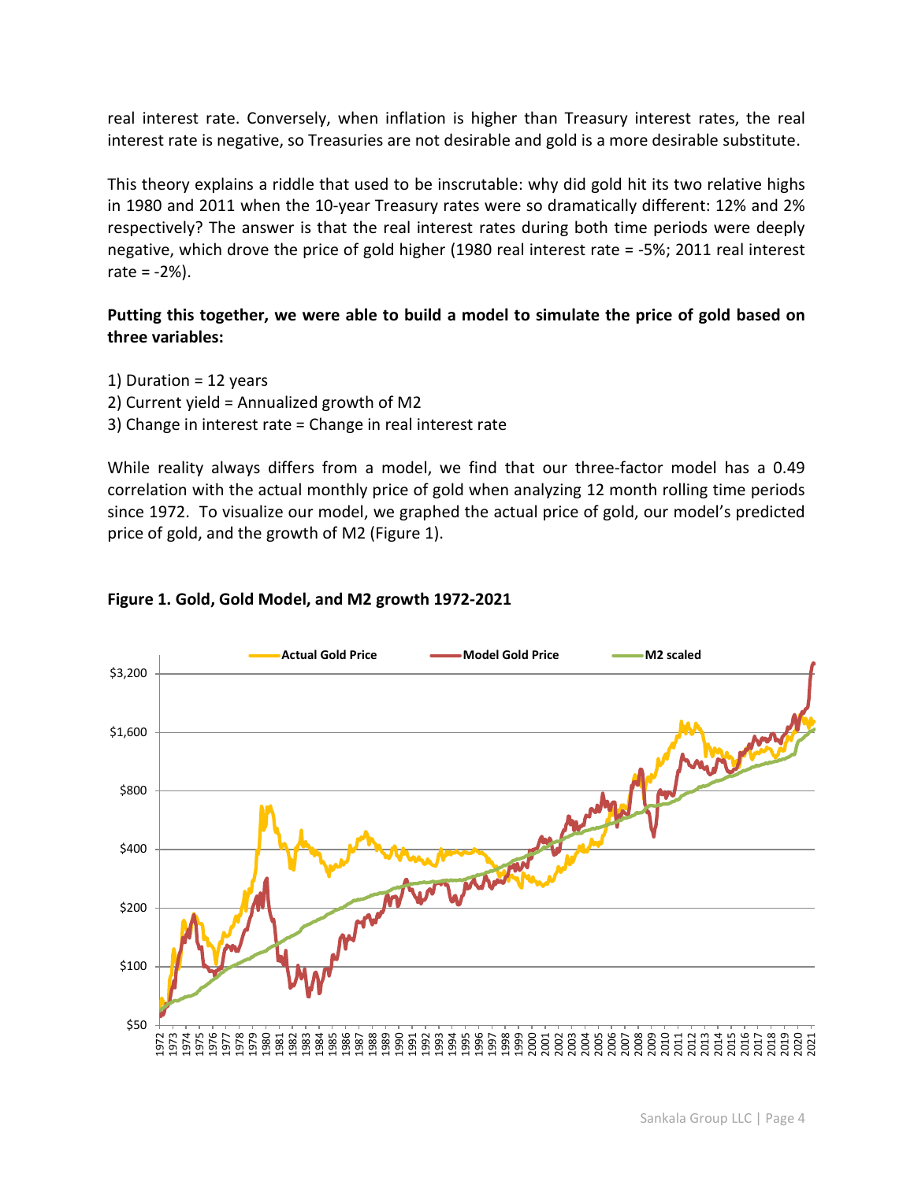real interest rate. Conversely, when inflation is higher than Treasury interest rates, the real interest rate is negative, so Treasuries are not desirable and gold is a more desirable substitute.

This theory explains a riddle that used to be inscrutable: why did gold hit its two relative highs in 1980 and 2011 when the 10-year Treasury rates were so dramatically different: 12% and 2% respectively? The answer is that the real interest rates during both time periods were deeply negative, which drove the price of gold higher (1980 real interest rate = -5%; 2011 real interest rate = -2%).

**Putting this together, we were able to build a model to simulate the price of gold based on three variables:**

1) Duration = 12 years
2) Current yield = Annualized growth of M2
3) Change in interest rate = Change in real interest rate

While reality always differs from a model, we find that our three-factor model has a 0.49 correlation with the actual monthly price of gold when analyzing 12 month rolling time periods since 1972. To visualize our model, we graphed the actual price of gold, our model's predicted price of gold, and the growth of M2 (Figure 1).

**Figure 1. Gold, Gold Model, and M2 growth 1972-2021**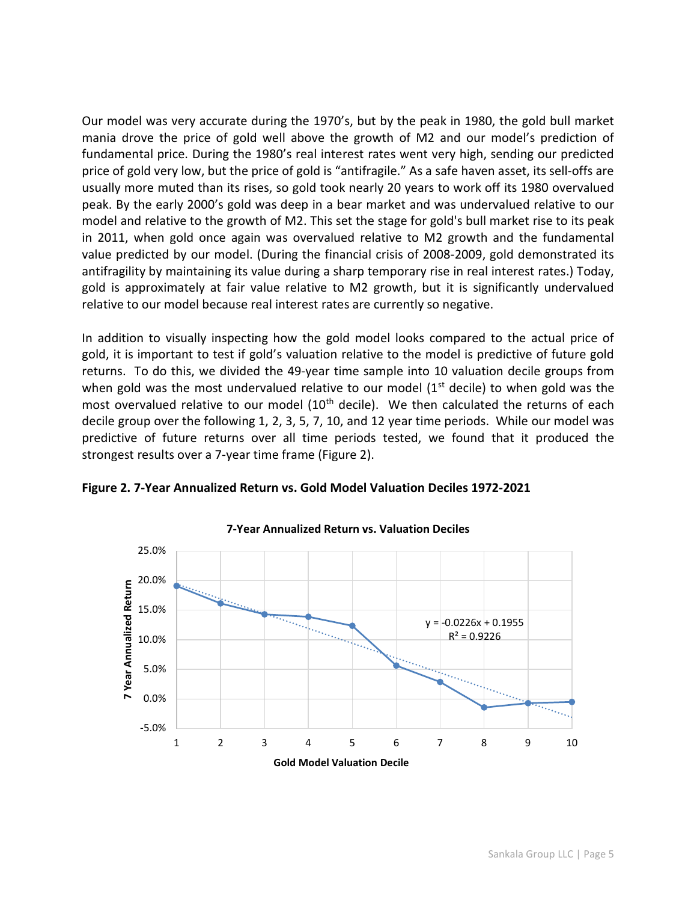Our model was very accurate during the 1970's, but by the peak in 1980, the gold bull market mania drove the price of gold well above the growth of M2 and our model's prediction of fundamental price. During the 1980's real interest rates went very high, sending our predicted price of gold very low, but the price of gold is "antifragile." As a safe haven asset, its sell-offs are usually more muted than its rises, so gold took nearly 20 years to work off its 1980 overvalued peak. By the early 2000's gold was deep in a bear market and was undervalued relative to our model and relative to the growth of M2. This set the stage for gold's bull market rise to its peak in 2011, when gold once again was overvalued relative to M2 growth and the fundamental value predicted by our model. (During the financial crisis of 2008-2009, gold demonstrated its antifragility by maintaining its value during a sharp temporary rise in real interest rates.) Today, gold is approximately at fair value relative to M2 growth, but it is significantly undervalued relative to our model because real interest rates are currently so negative.

In addition to visually inspecting how the gold model looks compared to the actual price of gold, it is important to test if gold's valuation relative to the model is predictive of future gold returns. To do this, we divided the 49-year time sample into 10 valuation decile groups from when gold was the most undervalued relative to our model (1st decile) to when gold was the most overvalued relative to our model (10th decile). We then calculated the returns of each decile group over the following 1, 2, 3, 5, 7, 10, and 12 year time periods. While our model was predictive of future returns over all time periods tested, we found that it produced the strongest results over a 7-year time frame (Figure 2).

**Figure 2. 7-Year Annualized Return vs. Gold Model Valuation Deciles 1972-2021**

7-Year Annualized Return vs. Valuation Deciles

7 Year Annualized Return

25.0%
20.0%
15.0%
10.0%
5.0%
0.0%
-5.0%

$y = -0.0226x + 0.1955$
$R^2 = 0.9226$

1 2 3 4 5 6 7 8 9 10

Gold Model Valuation Decile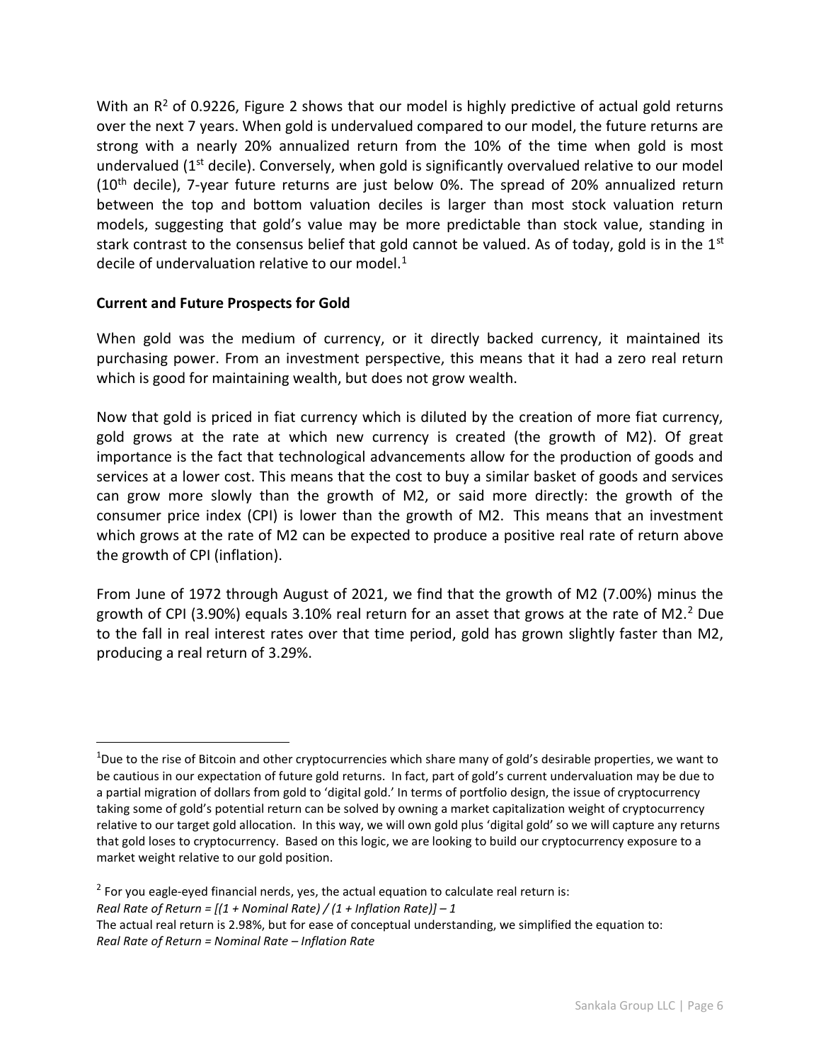With an $R^2$ of 0.9226, Figure 2 shows that our model is highly predictive of actual gold returns over the next 7 years. When gold is undervalued compared to our model, the future returns are strong with a nearly 20% annualized return from the 10% of the time when gold is most undervalued ($1^{st}$ decile). Conversely, when gold is significantly overvalued relative to our model ($10^{th}$ decile), 7-year future returns are just below 0%. The spread of 20% annualized return between the top and bottom valuation deciles is larger than most stock valuation return models, suggesting that gold's value may be more predictable than stock value, standing in stark contrast to the consensus belief that gold cannot be valued. As of today, gold is in the $1^{st}$ decile of undervaluation relative to our model.[1]

**Current and Future Prospects for Gold**

When gold was the medium of currency, or it directly backed currency, it maintained its purchasing power. From an investment perspective, this means that it had a zero real return which is good for maintaining wealth, but does not grow wealth.

Now that gold is priced in fiat currency which is diluted by the creation of more fiat currency, gold grows at the rate at which new currency is created (the growth of M2). Of great importance is the fact that technological advancements allow for the production of goods and services at a lower cost. This means that the cost to buy a similar basket of goods and services can grow more slowly than the growth of M2, or said more directly: the growth of the consumer price index (CPI) is lower than the growth of M2. This means that an investment which grows at the rate of M2 can be expected to produce a positive real rate of return above the growth of CPI (inflation).

From June of 1972 through August of 2021, we find that the growth of M2 (7.00%) minus the growth of CPI (3.90%) equals 3.10% real return for an asset that grows at the rate of M2.[2] Due to the fall in real interest rates over that time period, gold has grown slightly faster than M2, producing a real return of 3.29%.

---

[1] Due to the rise of Bitcoin and other cryptocurrencies which share many of gold's desirable properties, we want to be cautious in our expectation of future gold returns. In fact, part of gold's current undervaluation may be due to a partial migration of dollars from gold to 'digital gold.' In terms of portfolio design, the issue of cryptocurrency taking some of gold's potential return can be solved by owning a market capitalization weight of cryptocurrency relative to our target gold allocation. In this way, we will own gold plus 'digital gold' so we will capture any returns that gold loses to cryptocurrency. Based on this logic, we are looking to build our cryptocurrency exposure to a market weight relative to our gold position.

[2] For you eagle-eyed financial nerds, yes, the actual equation to calculate real return is:
*Real Rate of Return = [(1 + Nominal Rate) / (1 + Inflation Rate)] – 1*
The actual real return is 2.98%, but for ease of conceptual understanding, we simplified the equation to:
*Real Rate of Return = Nominal Rate – Inflation Rate*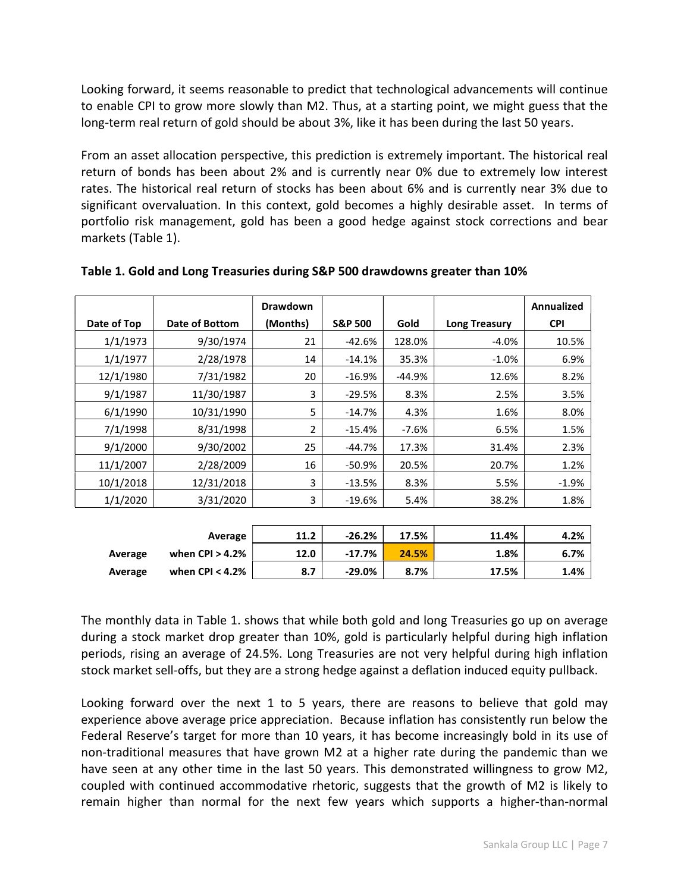Looking forward, it seems reasonable to predict that technological advancements will continue to enable CPI to grow more slowly than M2. Thus, at a starting point, we might guess that the long-term real return of gold should be about 3%, like it has been during the last 50 years.

From an asset allocation perspective, this prediction is extremely important. The historical real return of bonds has been about 2% and is currently near 0% due to extremely low interest rates. The historical real return of stocks has been about 6% and is currently near 3% due to significant overvaluation. In this context, gold becomes a highly desirable asset. In terms of portfolio risk management, gold has been a good hedge against stock corrections and bear markets (Table 1).

**Table 1. Gold and Long Treasuries during S&P 500 drawdowns greater than 10%**

| Date of Top | Date of Bottom | Drawdown (Months) | S&P 500 | Gold | Long Treasury | Annualized CPI |
|---|---|---|---|---|---|---|
| 1/1/1973 | 9/30/1974 | 21 | -42.6% | 128.0% | -4.0% | 10.5% |
| 1/1/1977 | 2/28/1978 | 14 | -14.1% | 35.3% | -1.0% | 6.9% |
| 12/1/1980 | 7/31/1982 | 20 | -16.9% | -44.9% | 12.6% | 8.2% |
| 9/1/1987 | 11/30/1987 | 3 | -29.5% | 8.3% | 2.5% | 3.5% |
| 6/1/1990 | 10/31/1990 | 5 | -14.7% | 4.3% | 1.6% | 8.0% |
| 7/1/1998 | 8/31/1998 | 2 | -15.4% | -7.6% | 6.5% | 1.5% |
| 9/1/2000 | 9/30/2002 | 25 | -44.7% | 17.3% | 31.4% | 2.3% |
| 11/1/2007 | 2/28/2009 | 16 | -50.9% | 20.5% | 20.7% | 1.2% |
| 10/1/2018 | 12/31/2018 | 3 | -13.5% | 8.3% | 5.5% | -1.9% |
| 1/1/2020 | 3/31/2020 | 3 | -19.6% | 5.4% | 38.2% | 1.8% |
| | **Average** | **11.2** | **-26.2%** | **17.5%** | **11.4%** | **4.2%** |
| **Average** | **when CPI > 4.2%** | **12.0** | **-17.7%** | **24.5%** | **1.8%** | **6.7%** |
| **Average** | **when CPI < 4.2%** | **8.7** | **-29.0%** | **8.7%** | **17.5%** | **1.4%** |

The monthly data in Table 1. shows that while both gold and long Treasuries go up on average during a stock market drop greater than 10%, gold is particularly helpful during high inflation periods, rising an average of 24.5%. Long Treasuries are not very helpful during high inflation stock market sell-offs, but they are a strong hedge against a deflation induced equity pullback.

Looking forward over the next 1 to 5 years, there are reasons to believe that gold may experience above average price appreciation. Because inflation has consistently run below the Federal Reserve's target for more than 10 years, it has become increasingly bold in its use of non-traditional measures that have grown M2 at a higher rate during the pandemic than we have seen at any other time in the last 50 years. This demonstrated willingness to grow M2, coupled with continued accommodative rhetoric, suggests that the growth of M2 is likely to remain higher than normal for the next few years which supports a higher-than-normal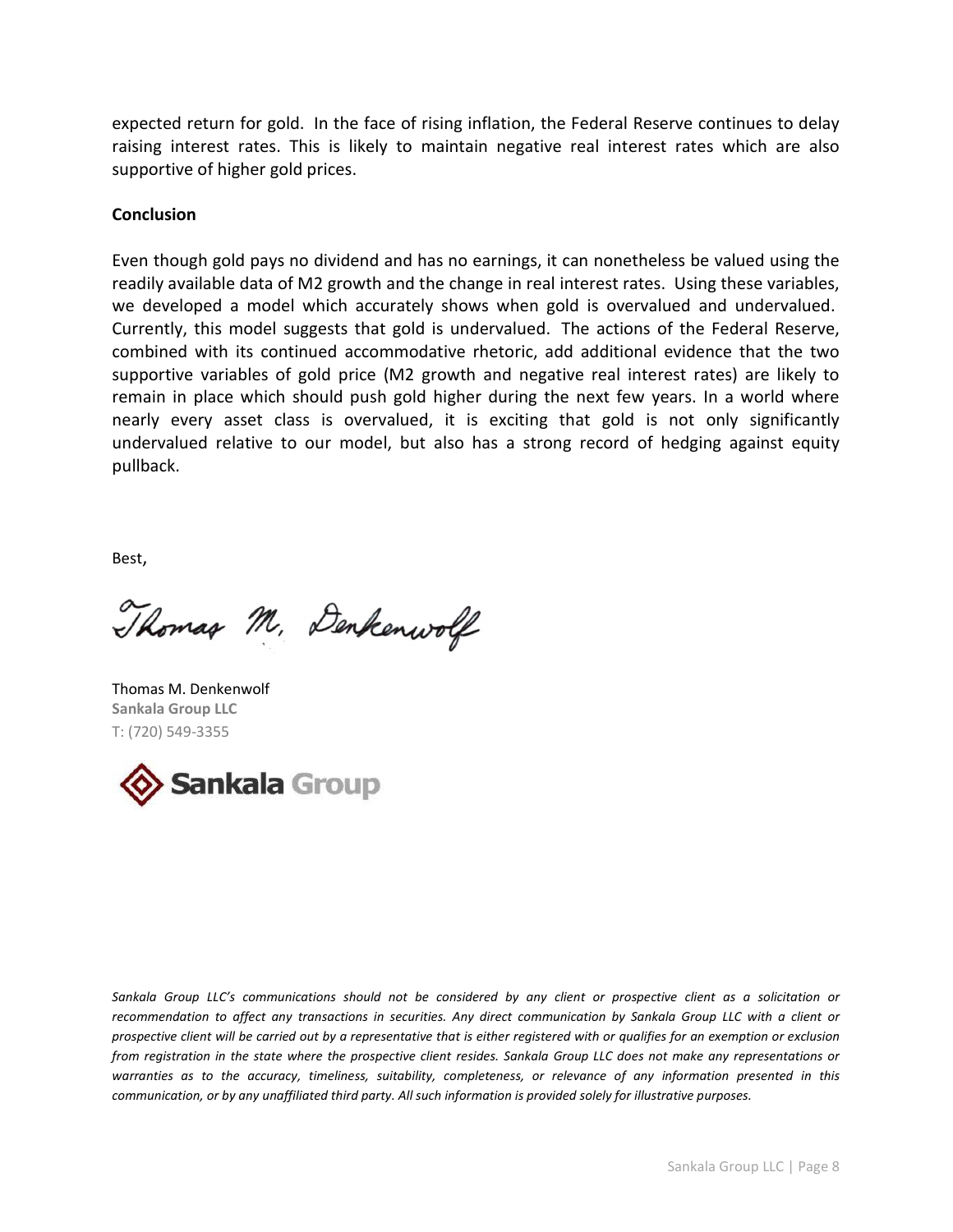expected return for gold. In the face of rising inflation, the Federal Reserve continues to delay raising interest rates. This is likely to maintain negative real interest rates which are also supportive of higher gold prices.

**Conclusion**

Even though gold pays no dividend and has no earnings, it can nonetheless be valued using the readily available data of M2 growth and the change in real interest rates. Using these variables, we developed a model which accurately shows when gold is overvalued and undervalued. Currently, this model suggests that gold is undervalued. The actions of the Federal Reserve, combined with its continued accommodative rhetoric, add additional evidence that the two supportive variables of gold price (M2 growth and negative real interest rates) are likely to remain in place which should push gold higher during the next few years. In a world where nearly every asset class is overvalued, it is exciting that gold is not only significantly undervalued relative to our model, but also has a strong record of hedging against equity pullback.

Best,

Thomas M. Denkenwolf

Thomas M. Denkenwolf
**Sankala Group LLC**
T: (720) 549-3355

Sankala Group

*Sankala Group LLC's communications should not be considered by any client or prospective client as a solicitation or recommendation to affect any transactions in securities. Any direct communication by Sankala Group LLC with a client or prospective client will be carried out by a representative that is either registered with or qualifies for an exemption or exclusion from registration in the state where the prospective client resides. Sankala Group LLC does not make any representations or warranties as to the accuracy, timeliness, suitability, completeness, or relevance of any information presented in this communication, or by any unaffiliated third party. All such information is provided solely for illustrative purposes.*